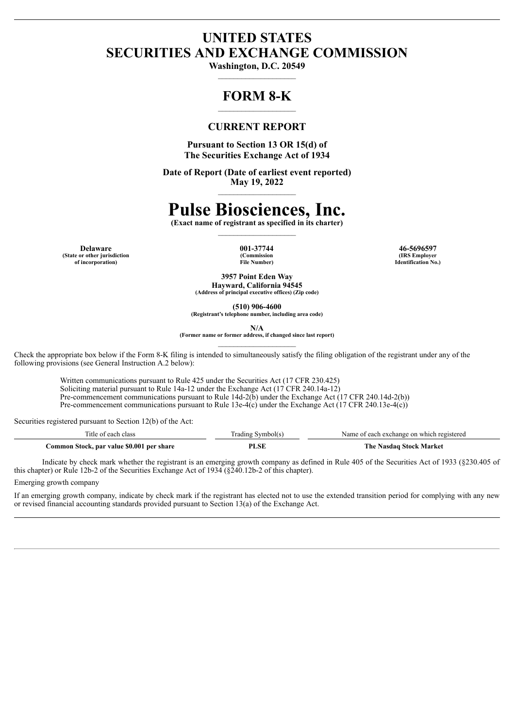# UNITED STATES
# SECURITIES AND EXCHANGE COMMISSION

**Washington, D.C. 20549**

## FORM 8-K

### CURRENT REPORT

**Pursuant to Section 13 OR 15(d) of The Securities Exchange Act of 1934**

**Date of Report (Date of earliest event reported) May 19, 2022**

# Pulse Biosciences, Inc.

**(Exact name of registrant as specified in its charter)**

| | | |
|---|---|---|
| **Delaware** | **001-37744** | **46-5696597** |
| **(State or other jurisdiction of incorporation)** | **(Commission File Number)** | **(IRS Employer Identification No.)** |

**3957 Point Eden Way**
**Hayward, California 94545**
**(Address of principal executive offices) (Zip code)**

**(510) 906-4600**
**(Registrant's telephone number, including area code)**

**N/A**
**(Former name or former address, if changed since last report)**

Check the appropriate box below if the Form 8-K filing is intended to simultaneously satisfy the filing obligation of the registrant under any of the following provisions (see General Instruction A.2 below):

Written communications pursuant to Rule 425 under the Securities Act (17 CFR 230.425)
Soliciting material pursuant to Rule 14a-12 under the Exchange Act (17 CFR 240.14a-12)
Pre-commencement communications pursuant to Rule 14d-2(b) under the Exchange Act (17 CFR 240.14d-2(b))
Pre-commencement communications pursuant to Rule 13e-4(c) under the Exchange Act (17 CFR 240.13e-4(c))

Securities registered pursuant to Section 12(b) of the Act:

| Title of each class | Trading Symbol(s) | Name of each exchange on which registered |
|---|---|---|
| **Common Stock, par value $0.001 per share** | **PLSE** | **The Nasdaq Stock Market** |

Indicate by check mark whether the registrant is an emerging growth company as defined in Rule 405 of the Securities Act of 1933 (§230.405 of this chapter) or Rule 12b-2 of the Securities Exchange Act of 1934 (§240.12b-2 of this chapter).

Emerging growth company

If an emerging growth company, indicate by check mark if the registrant has elected not to use the extended transition period for complying with any new or revised financial accounting standards provided pursuant to Section 13(a) of the Exchange Act.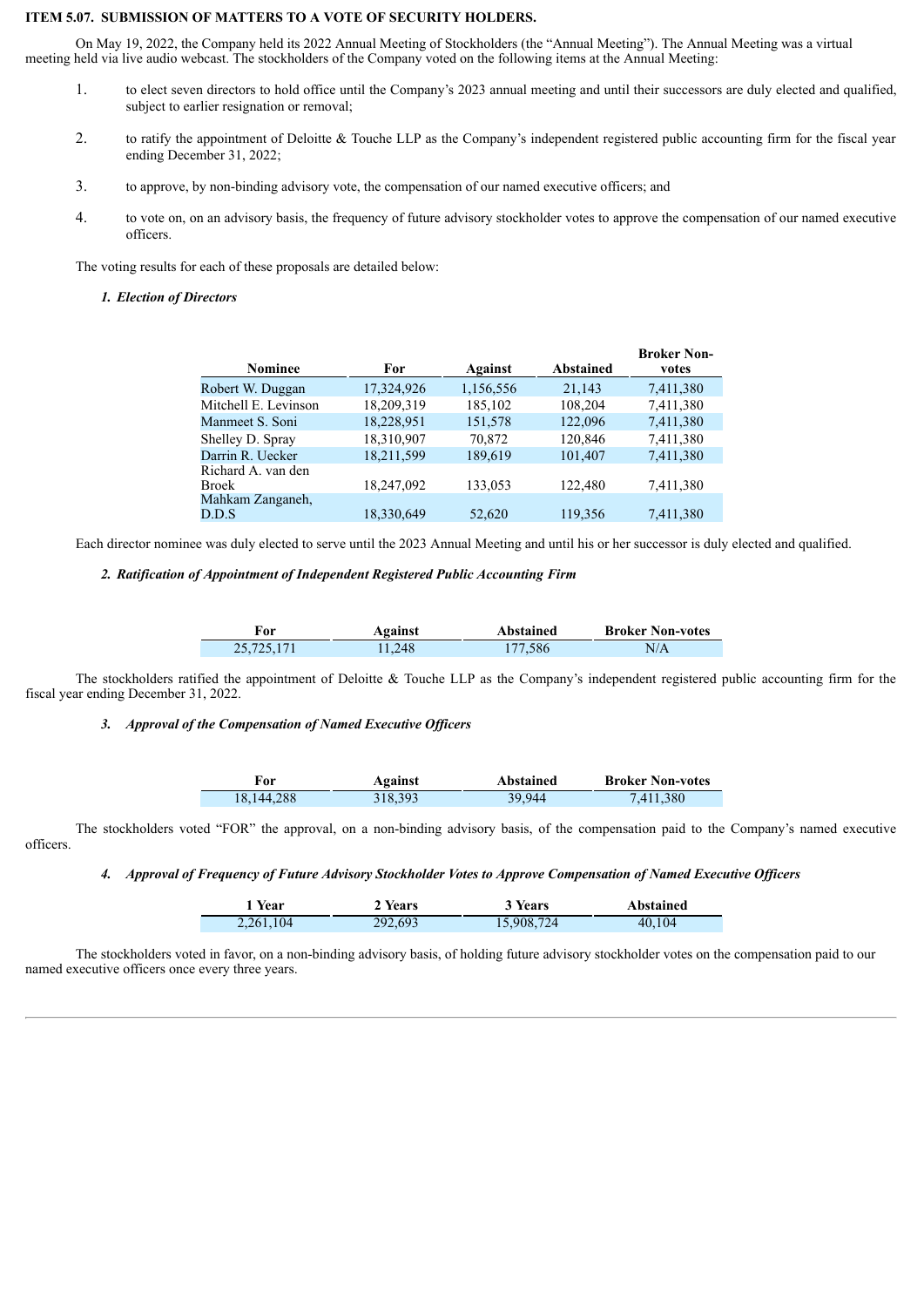**ITEM 5.07. SUBMISSION OF MATTERS TO A VOTE OF SECURITY HOLDERS.**

On May 19, 2022, the Company held its 2022 Annual Meeting of Stockholders (the "Annual Meeting"). The Annual Meeting was a virtual meeting held via live audio webcast. The stockholders of the Company voted on the following items at the Annual Meeting:

1. to elect seven directors to hold office until the Company's 2023 annual meeting and until their successors are duly elected and qualified, subject to earlier resignation or removal;

2. to ratify the appointment of Deloitte & Touche LLP as the Company's independent registered public accounting firm for the fiscal year ending December 31, 2022;

3. to approve, by non-binding advisory vote, the compensation of our named executive officers; and

4. to vote on, on an advisory basis, the frequency of future advisory stockholder votes to approve the compensation of our named executive officers.

The voting results for each of these proposals are detailed below:

***1. Election of Directors***

| Nominee | For | Against | Abstained | Broker Non-votes |
|---|---|---|---|---|
| Robert W. Duggan | 17,324,926 | 1,156,556 | 21,143 | 7,411,380 |
| Mitchell E. Levinson | 18,209,319 | 185,102 | 108,204 | 7,411,380 |
| Manmeet S. Soni | 18,228,951 | 151,578 | 122,096 | 7,411,380 |
| Shelley D. Spray | 18,310,907 | 70,872 | 120,846 | 7,411,380 |
| Darrin R. Uecker | 18,211,599 | 189,619 | 101,407 | 7,411,380 |
| Richard A. van den Broek | 18,247,092 | 133,053 | 122,480 | 7,411,380 |
| Mahkam Zanganeh, D.D.S | 18,330,649 | 52,620 | 119,356 | 7,411,380 |

Each director nominee was duly elected to serve until the 2023 Annual Meeting and until his or her successor is duly elected and qualified.

***2. Ratification of Appointment of Independent Registered Public Accounting Firm***

| For | Against | Abstained | Broker Non-votes |
|---|---|---|---|
| 25,725,171 | 11,248 | 177,586 | N/A |

The stockholders ratified the appointment of Deloitte & Touche LLP as the Company's independent registered public accounting firm for the fiscal year ending December 31, 2022.

***3. Approval of the Compensation of Named Executive Officers***

| For | Against | Abstained | Broker Non-votes |
|---|---|---|---|
| 18,144,288 | 318,393 | 39,944 | 7,411,380 |

The stockholders voted "FOR" the approval, on a non-binding advisory basis, of the compensation paid to the Company's named executive officers.

***4. Approval of Frequency of Future Advisory Stockholder Votes to Approve Compensation of Named Executive Officers***

| 1 Year | 2 Years | 3 Years | Abstained |
|---|---|---|---|
| 2,261,104 | 292,693 | 15,908,724 | 40,104 |

The stockholders voted in favor, on a non-binding advisory basis, of holding future advisory stockholder votes on the compensation paid to our named executive officers once every three years.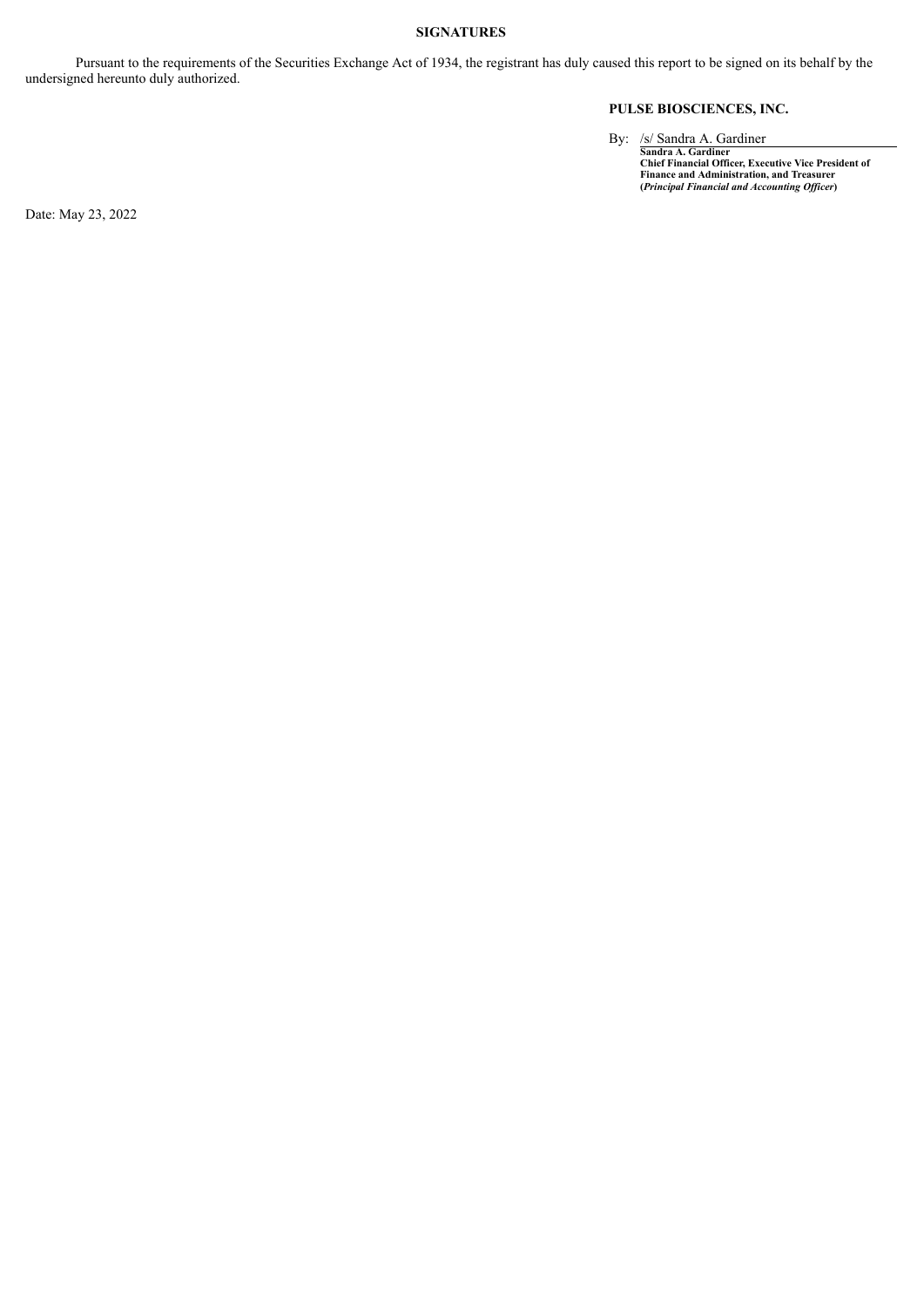**SIGNATURES**

Pursuant to the requirements of the Securities Exchange Act of 1934, the registrant has duly caused this report to be signed on its behalf by the undersigned hereunto duly authorized.

**PULSE BIOSCIENCES, INC.**

By: /s/ Sandra A. Gardiner
**Sandra A. Gardiner**
**Chief Financial Officer, Executive Vice President of Finance and Administration, and Treasurer**
**(*Principal Financial and Accounting Officer*)**

Date: May 23, 2022